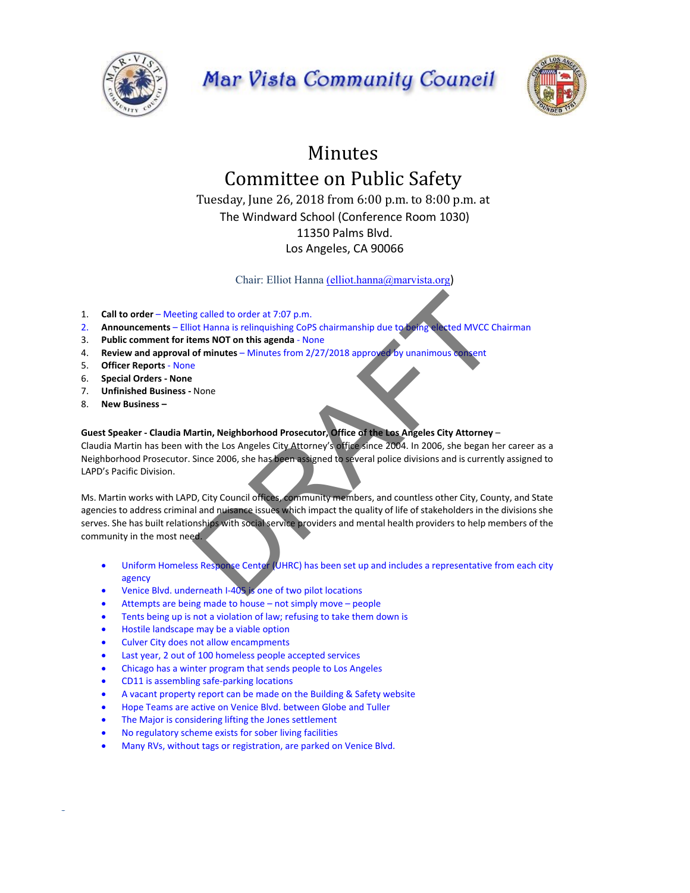# Mar Vista Community Council

## Minutes
## Committee on Public Safety

Tuesday, June 26, 2018 from 6:00 p.m. to 8:00 p.m. at
The Windward School (Conference Room 1030)
11350 Palms Blvd.
Los Angeles, CA 90066

Chair: Elliot Hanna (elliot.hanna@marvista.org)

1. **Call to order** – Meeting called to order at 7:07 p.m.
2. **Announcements** – Elliot Hanna is relinquishing CoPS chairmanship due to being elected MVCC Chairman
3. **Public comment for items NOT on this agenda** - None
4. **Review and approval of minutes** – Minutes from 2/27/2018 approved by unanimous consent
5. **Officer Reports** - None
6. **Special Orders - None**
7. **Unfinished Business -** None
8. **New Business –**

**Guest Speaker - Claudia Martin, Neighborhood Prosecutor, Office of the Los Angeles City Attorney** –
Claudia Martin has been with the Los Angeles City Attorney's office since 2004. In 2006, she began her career as a Neighborhood Prosecutor. Since 2006, she has been assigned to several police divisions and is currently assigned to LAPD's Pacific Division.

Ms. Martin works with LAPD, City Council offices, community members, and countless other City, County, and State agencies to address criminal and nuisance issues which impact the quality of life of stakeholders in the divisions she serves. She has built relationships with social service providers and mental health providers to help members of the community in the most need.

- Uniform Homeless Response Center (UHRC) has been set up and includes a representative from each city agency
- Venice Blvd. underneath I-405 is one of two pilot locations
- Attempts are being made to house – not simply move – people
- Tents being up is not a violation of law; refusing to take them down is
- Hostile landscape may be a viable option
- Culver City does not allow encampments
- Last year, 2 out of 100 homeless people accepted services
- Chicago has a winter program that sends people to Los Angeles
- CD11 is assembling safe-parking locations
- A vacant property report can be made on the Building & Safety website
- Hope Teams are active on Venice Blvd. between Globe and Tuller
- The Major is considering lifting the Jones settlement
- No regulatory scheme exists for sober living facilities
- Many RVs, without tags or registration, are parked on Venice Blvd.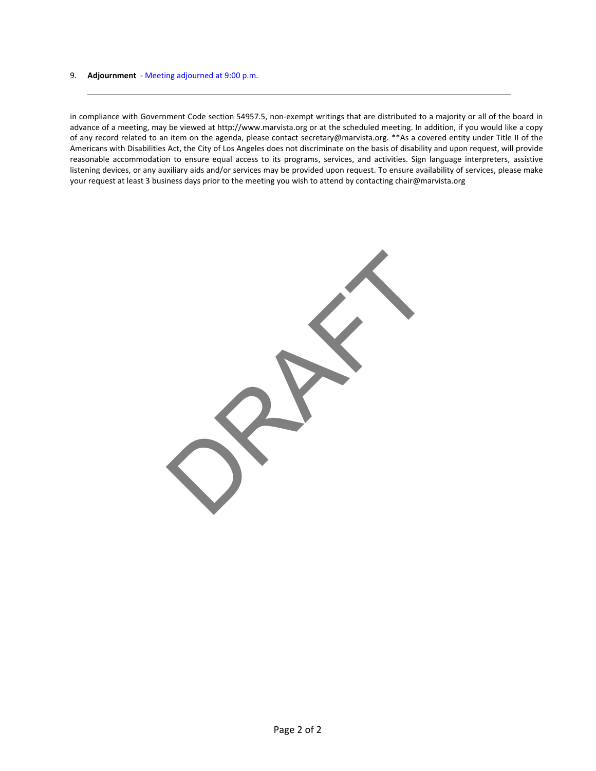9. **Adjournment** - Meeting adjourned at 9:00 p.m.

---

in compliance with Government Code section 54957.5, non-exempt writings that are distributed to a majority or all of the board in advance of a meeting, may be viewed at http://www.marvista.org or at the scheduled meeting. In addition, if you would like a copy of any record related to an item on the agenda, please contact secretary@marvista.org. **As a covered entity under Title II of the Americans with Disabilities Act, the City of Los Angeles does not discriminate on the basis of disability and upon request, will provide reasonable accommodation to ensure equal access to its programs, services, and activities. Sign language interpreters, assistive listening devices, or any auxiliary aids and/or services may be provided upon request. To ensure availability of services, please make your request at least 3 business days prior to the meeting you wish to attend by contacting chair@marvista.org

DRAFT